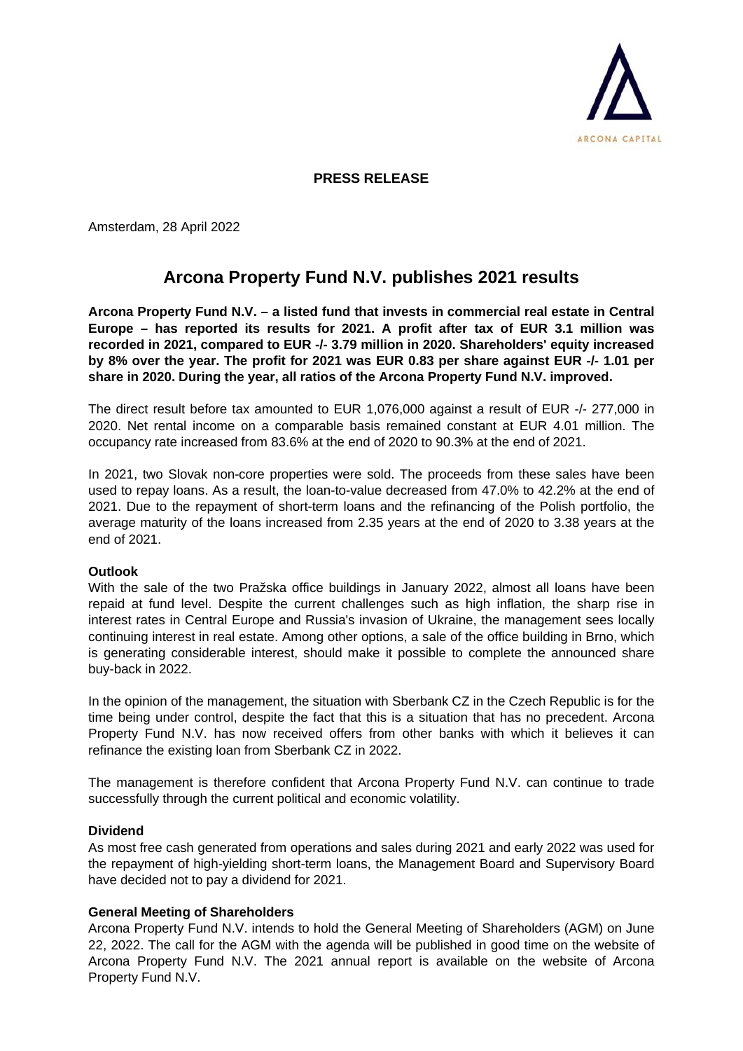ARCONA CAPITAL

**PRESS RELEASE**

Amsterdam, 28 April 2022

# Arcona Property Fund N.V. publishes 2021 results

**Arcona Property Fund N.V. – a listed fund that invests in commercial real estate in Central Europe – has reported its results for 2021. A profit after tax of EUR 3.1 million was recorded in 2021, compared to EUR -/- 3.79 million in 2020. Shareholders' equity increased by 8% over the year. The profit for 2021 was EUR 0.83 per share against EUR -/- 1.01 per share in 2020. During the year, all ratios of the Arcona Property Fund N.V. improved.**

The direct result before tax amounted to EUR 1,076,000 against a result of EUR -/- 277,000 in 2020. Net rental income on a comparable basis remained constant at EUR 4.01 million. The occupancy rate increased from 83.6% at the end of 2020 to 90.3% at the end of 2021.

In 2021, two Slovak non-core properties were sold. The proceeds from these sales have been used to repay loans. As a result, the loan-to-value decreased from 47.0% to 42.2% at the end of 2021. Due to the repayment of short-term loans and the refinancing of the Polish portfolio, the average maturity of the loans increased from 2.35 years at the end of 2020 to 3.38 years at the end of 2021.

**Outlook**

With the sale of the two Pražska office buildings in January 2022, almost all loans have been repaid at fund level. Despite the current challenges such as high inflation, the sharp rise in interest rates in Central Europe and Russia's invasion of Ukraine, the management sees locally continuing interest in real estate. Among other options, a sale of the office building in Brno, which is generating considerable interest, should make it possible to complete the announced share buy-back in 2022.

In the opinion of the management, the situation with Sberbank CZ in the Czech Republic is for the time being under control, despite the fact that this is a situation that has no precedent. Arcona Property Fund N.V. has now received offers from other banks with which it believes it can refinance the existing loan from Sberbank CZ in 2022.

The management is therefore confident that Arcona Property Fund N.V. can continue to trade successfully through the current political and economic volatility.

**Dividend**

As most free cash generated from operations and sales during 2021 and early 2022 was used for the repayment of high-yielding short-term loans, the Management Board and Supervisory Board have decided not to pay a dividend for 2021.

**General Meeting of Shareholders**

Arcona Property Fund N.V. intends to hold the General Meeting of Shareholders (AGM) on June 22, 2022. The call for the AGM with the agenda will be published in good time on the website of Arcona Property Fund N.V. The 2021 annual report is available on the website of Arcona Property Fund N.V.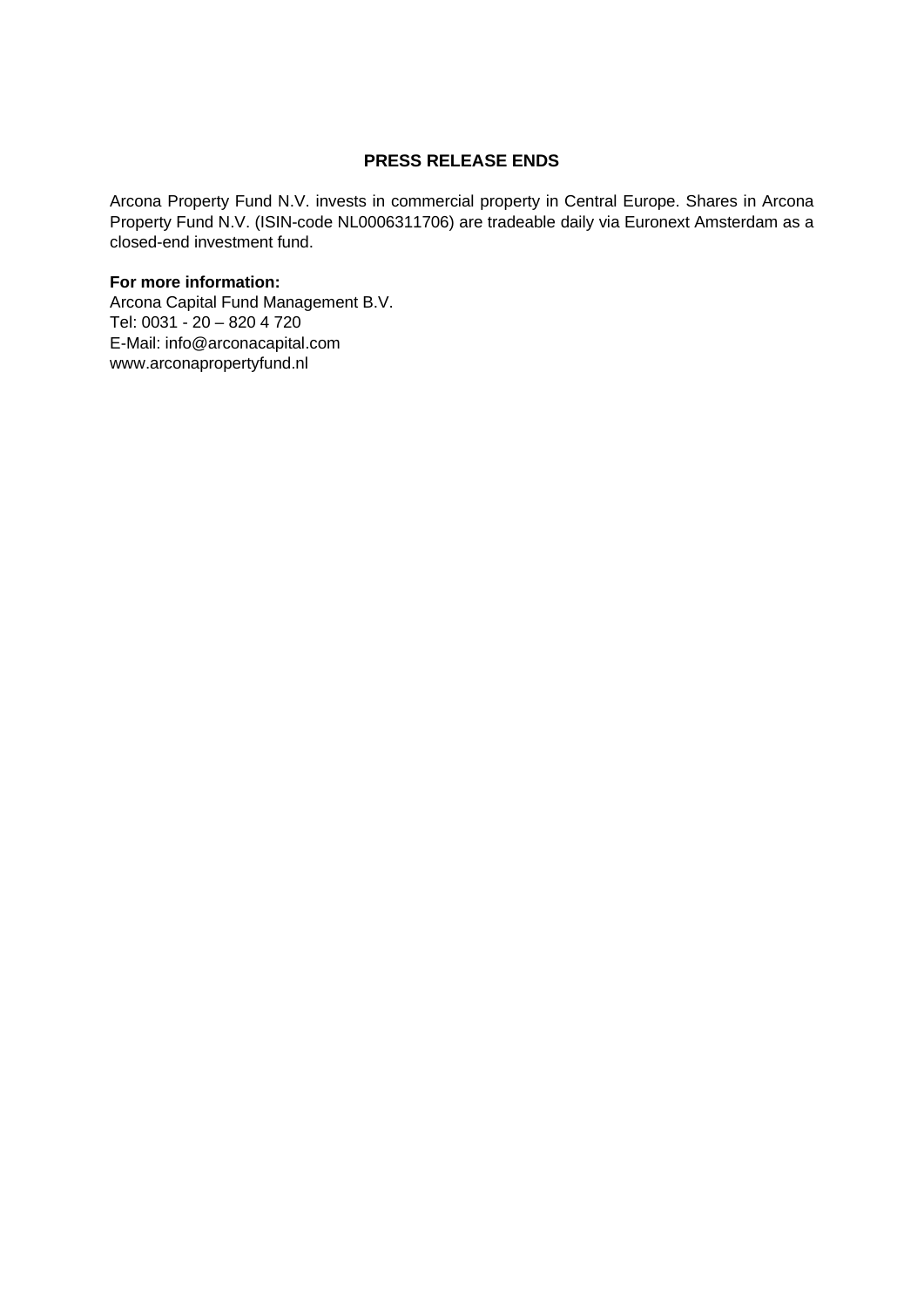**PRESS RELEASE ENDS**

Arcona Property Fund N.V. invests in commercial property in Central Europe. Shares in Arcona Property Fund N.V. (ISIN-code NL0006311706) are tradeable daily via Euronext Amsterdam as a closed-end investment fund.

**For more information:**  
Arcona Capital Fund Management B.V.  
Tel: 0031 - 20 – 820 4 720  
E-Mail: info@arconacapital.com  
www.arconapropertyfund.nl